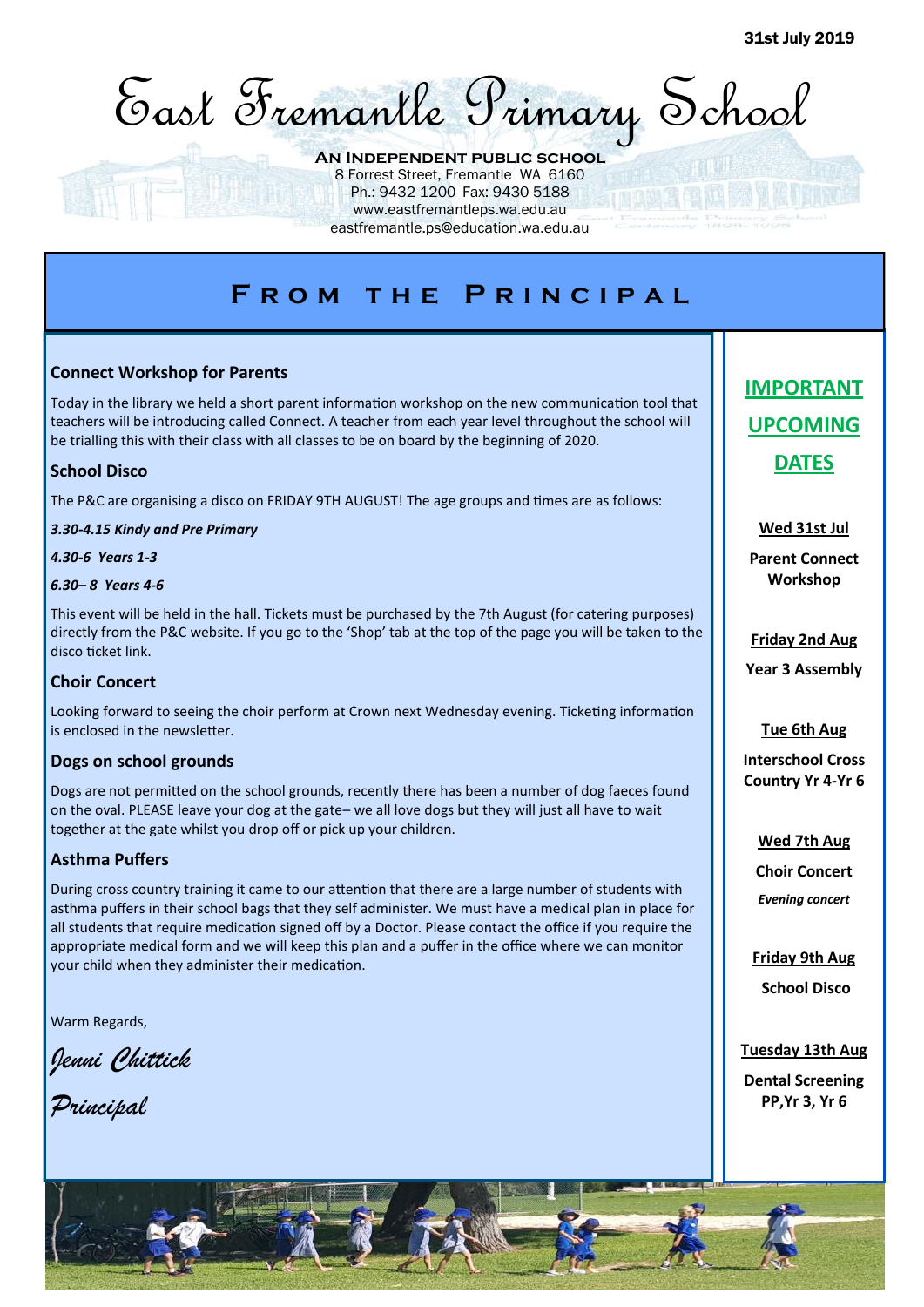31st July 2019

# East Fremantle Primary School

**An Independent public school**
8 Forrest Street, Fremantle WA 6160
Ph.: 9432 1200 Fax: 9430 5188
www.eastfremantleps.wa.edu.au
eastfremantle.ps@education.wa.edu.au

## From the Principal

### Connect Workshop for Parents

Today in the library we held a short parent information workshop on the new communication tool that teachers will be introducing called Connect. A teacher from each year level throughout the school will be trialling this with their class with all classes to be on board by the beginning of 2020.

### School Disco

The P&C are organising a disco on FRIDAY 9TH AUGUST! The age groups and times are as follows:

***3.30-4.15 Kindy and Pre Primary***

***4.30-6 Years 1-3***

***6.30– 8 Years 4-6***

This event will be held in the hall. Tickets must be purchased by the 7th August (for catering purposes) directly from the P&C website. If you go to the 'Shop' tab at the top of the page you will be taken to the disco ticket link.

### Choir Concert

Looking forward to seeing the choir perform at Crown next Wednesday evening. Ticketing information is enclosed in the newsletter.

### Dogs on school grounds

Dogs are not permitted on the school grounds, recently there has been a number of dog faeces found on the oval. PLEASE leave your dog at the gate– we all love dogs but they will just all have to wait together at the gate whilst you drop off or pick up your children.

### Asthma Puffers

During cross country training it came to our attention that there are a large number of students with asthma puffers in their school bags that they self administer. We must have a medical plan in place for all students that require medication signed off by a Doctor. Please contact the office if you require the appropriate medical form and we will keep this plan and a puffer in the office where we can monitor your child when they administer their medication.

Warm Regards,

*Jenni Chittick*

*Principal*

## IMPORTANT UPCOMING DATES

**Wed 31st Jul**
**Parent Connect Workshop**

**Friday 2nd Aug**
**Year 3 Assembly**

**Tue 6th Aug**
**Interschool Cross Country Yr 4-Yr 6**

**Wed 7th Aug**
**Choir Concert**
*Evening concert*

**Friday 9th Aug**
**School Disco**

**Tuesday 13th Aug**
**Dental Screening PP,Yr 3, Yr 6**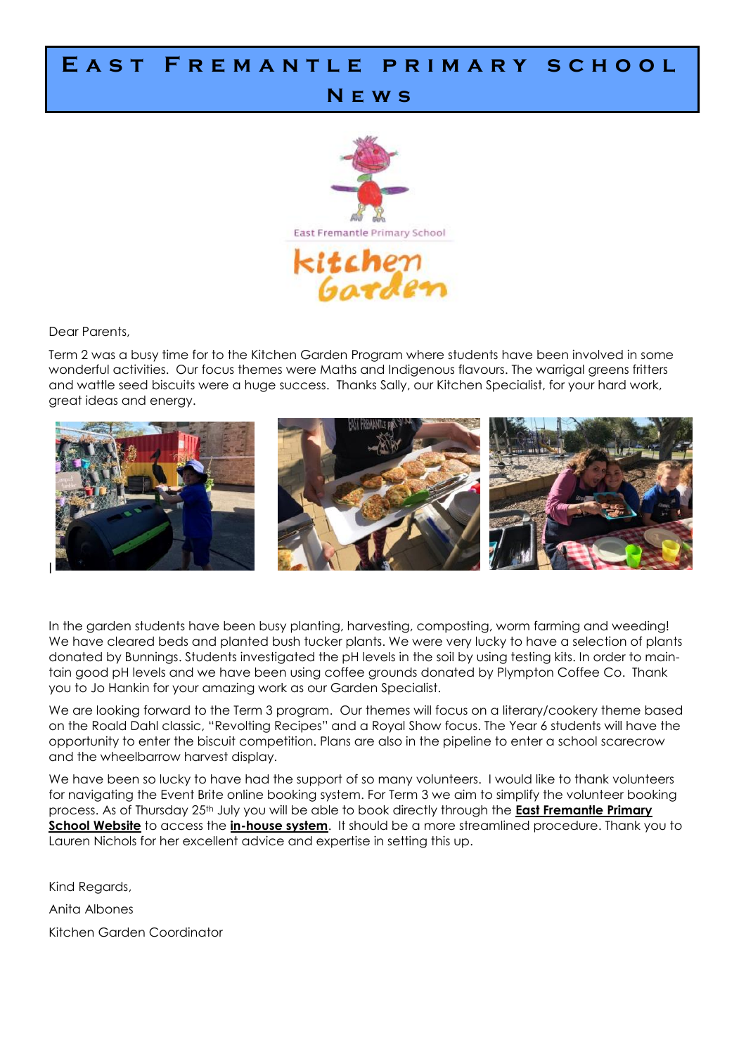# East Fremantle primary school News

East Fremantle Primary School

kitchen Garden

Dear Parents,

Term 2 was a busy time for to the Kitchen Garden Program where students have been involved in some wonderful activities. Our focus themes were Maths and Indigenous flavours. The warrigal greens fritters and wattle seed biscuits were a huge success. Thanks Sally, our Kitchen Specialist, for your hard work, great ideas and energy.

In the garden students have been busy planting, harvesting, composting, worm farming and weeding! We have cleared beds and planted bush tucker plants. We were very lucky to have a selection of plants donated by Bunnings. Students investigated the pH levels in the soil by using testing kits. In order to maintain good pH levels and we have been using coffee grounds donated by Plympton Coffee Co. Thank you to Jo Hankin for your amazing work as our Garden Specialist.

We are looking forward to the Term 3 program. Our themes will focus on a literary/cookery theme based on the Roald Dahl classic, "Revolting Recipes" and a Royal Show focus. The Year 6 students will have the opportunity to enter the biscuit competition. Plans are also in the pipeline to enter a school scarecrow and the wheelbarrow harvest display.

We have been so lucky to have had the support of so many volunteers. I would like to thank volunteers for navigating the Event Brite online booking system. For Term 3 we aim to simplify the volunteer booking process. As of Thursday 25th July you will be able to book directly through the **East Fremantle Primary School Website** to access the **in-house system**. It should be a more streamlined procedure. Thank you to Lauren Nichols for her excellent advice and expertise in setting this up.

Kind Regards,

Anita Albones

Kitchen Garden Coordinator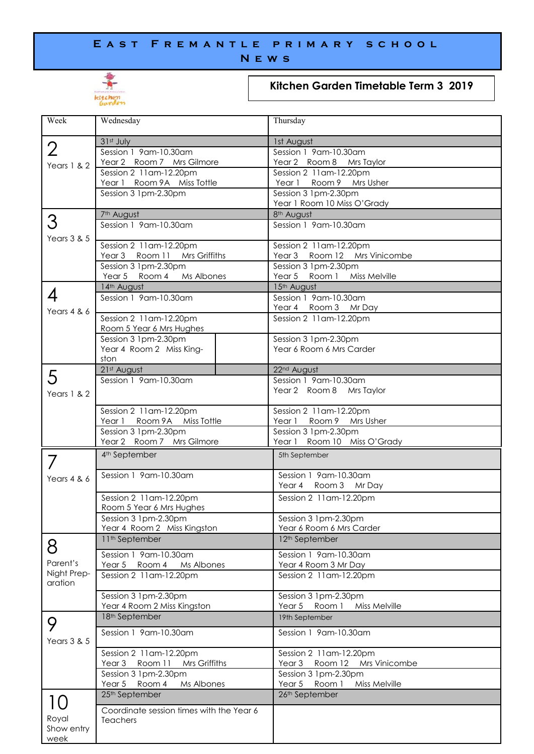# East Fremantle Primary School News

## Kitchen Garden Timetable Term 3 2019

| Week | Wednesday | Thursday |
|---|---|---|
| 2 Years 1 & 2 | 31st July | 1st August |
| | Session 1 9am-10.30am Year 2 Room 7 Mrs Gilmore | Session 1 9am-10.30am Year 2 Room 8 Mrs Taylor |
| | Session 2 11am-12.20pm Year 1 Room 9A Miss Tottle | Session 2 11am-12.20pm Year 1 Room 9 Mrs Usher |
| | Session 3 1pm-2.30pm | Session 3 1pm-2.30pm Year 1 Room 10 Miss O'Grady |
| 3 Years 3 & 5 | 7th August | 8th August |
| | Session 1 9am-10.30am | Session 1 9am-10.30am |
| | Session 2 11am-12.20pm Year 3 Room 11 Mrs Griffiths | Session 2 11am-12.20pm Year 3 Room 12 Mrs Vinicombe |
| | Session 3 1pm-2.30pm Year 5 Room 4 Ms Albones | Session 3 1pm-2.30pm Year 5 Room 1 Miss Melville |
| 4 Years 4 & 6 | 14th August | 15th August |
| | Session 1 9am-10.30am | Session 1 9am-10.30am Year 4 Room 3 Mr Day |
| | Session 2 11am-12.20pm Room 5 Year 6 Mrs Hughes | Session 2 11am-12.20pm |
| | Session 3 1pm-2.30pm Year 4 Room 2 Miss King-ston | Session 3 1pm-2.30pm Year 6 Room 6 Mrs Carder |
| 5 Years 1 & 2 | 21st August | 22nd August |
| | Session 1 9am-10.30am | Session 1 9am-10.30am Year 2 Room 8 Mrs Taylor |
| | Session 2 11am-12.20pm Year 1 Room 9A Miss Tottle | Session 2 11am-12.20pm Year 1 Room 9 Mrs Usher |
| | Session 3 1pm-2.30pm Year 2 Room 7 Mrs Gilmore | Session 3 1pm-2.30pm Year 1 Room 10 Miss O'Grady |
| 7 Years 4 & 6 | 4th September | 5th September |
| | Session 1 9am-10.30am | Session 1 9am-10.30am Year 4 Room 3 Mr Day |
| | Session 2 11am-12.20pm Room 5 Year 6 Mrs Hughes | Session 2 11am-12.20pm |
| | Session 3 1pm-2.30pm Year 4 Room 2 Miss Kingston | Session 3 1pm-2.30pm Year 6 Room 6 Mrs Carder |
| 8 Parent's Night Prep-aration | 11th September | 12th September |
| | Session 1 9am-10.30am Year 5 Room 4 Ms Albones | Session 1 9am-10.30am Year 4 Room 3 Mr Day |
| | Session 2 11am-12.20pm | Session 2 11am-12.20pm |
| | Session 3 1pm-2.30pm Year 4 Room 2 Miss Kingston | Session 3 1pm-2.30pm Year 5 Room 1 Miss Melville |
| 9 Years 3 & 5 | 18th September | 19th September |
| | Session 1 9am-10.30am | Session 1 9am-10.30am |
| | Session 2 11am-12.20pm Year 3 Room 11 Mrs Griffiths | Session 2 11am-12.20pm Year 3 Room 12 Mrs Vinicombe |
| | Session 3 1pm-2.30pm Year 5 Room 4 Ms Albones | Session 3 1pm-2.30pm Year 5 Room 1 Miss Melville |
| 10 Royal Show entry week | 25th September | 26th September |
| | Coordinate session times with the Year 6 Teachers | |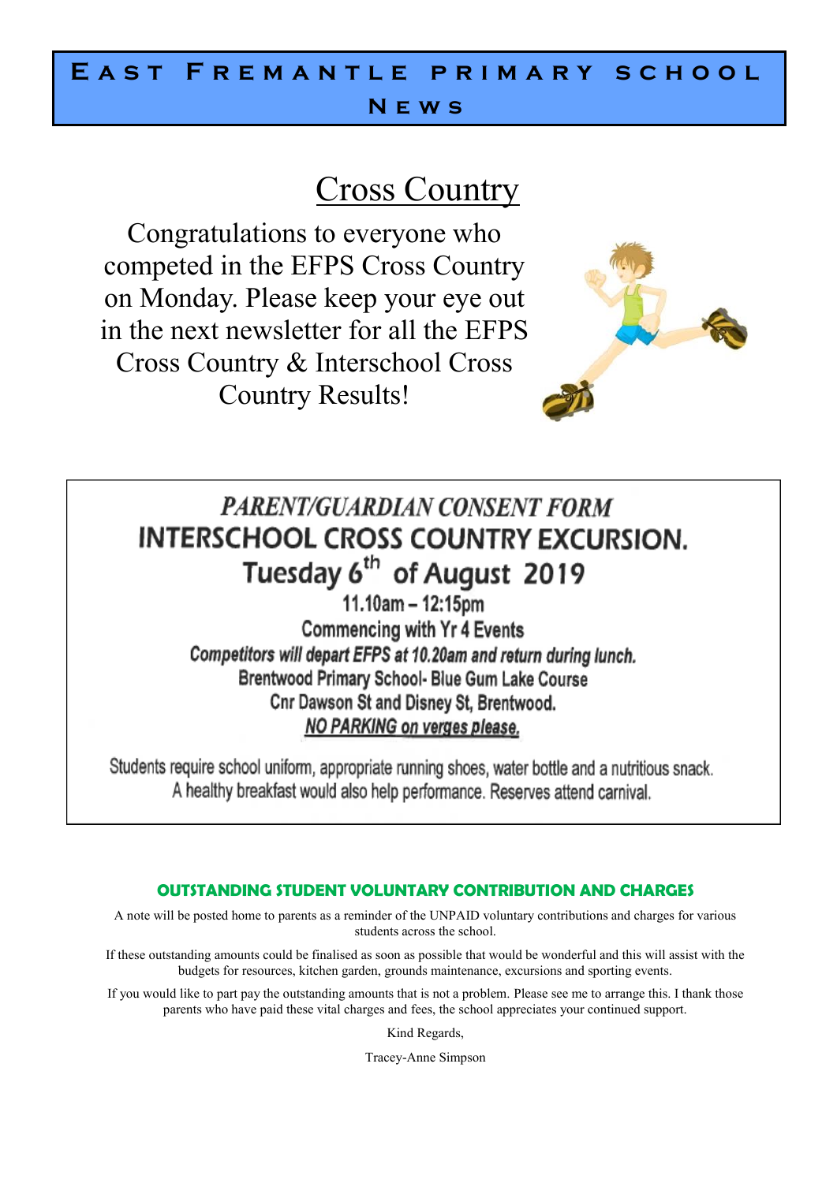# East Fremantle primary school News

## Cross Country

Congratulations to everyone who competed in the EFPS Cross Country on Monday. Please keep your eye out in the next newsletter for all the EFPS Cross Country & Interschool Cross Country Results!

### *PARENT/GUARDIAN CONSENT FORM*

### INTERSCHOOL CROSS COUNTRY EXCURSION.

### Tuesday 6th of August 2019

11.10am – 12:15pm

Commencing with Yr 4 Events

***Competitors will depart EFPS at 10.20am and return during lunch.***

Brentwood Primary School- Blue Gum Lake Course

Cnr Dawson St and Disney St, Brentwood.

***NO PARKING on verges please.***

Students require school uniform, appropriate running shoes, water bottle and a nutritious snack. A healthy breakfast would also help performance. Reserves attend carnival.

### OUTSTANDING STUDENT VOLUNTARY CONTRIBUTION AND CHARGES

A note will be posted home to parents as a reminder of the UNPAID voluntary contributions and charges for various students across the school.

If these outstanding amounts could be finalised as soon as possible that would be wonderful and this will assist with the budgets for resources, kitchen garden, grounds maintenance, excursions and sporting events.

If you would like to part pay the outstanding amounts that is not a problem. Please see me to arrange this. I thank those parents who have paid these vital charges and fees, the school appreciates your continued support.

Kind Regards,

Tracey-Anne Simpson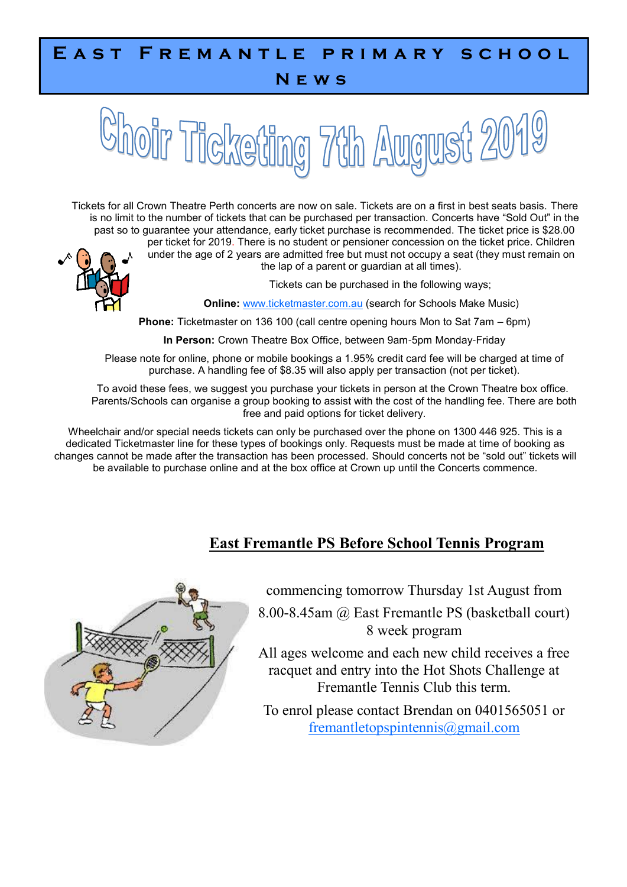# East Fremantle primary school News

## Choir Ticketing 7th August 2019

Tickets for all Crown Theatre Perth concerts are now on sale. Tickets are on a first in best seats basis. There is no limit to the number of tickets that can be purchased per transaction. Concerts have "Sold Out" in the past so to guarantee your attendance, early ticket purchase is recommended. The ticket price is $28.00 per ticket for 2019. There is no student or pensioner concession on the ticket price. Children under the age of 2 years are admitted free but must not occupy a seat (they must remain on the lap of a parent or guardian at all times).

Tickets can be purchased in the following ways;

**Online:** www.ticketmaster.com.au (search for Schools Make Music)

**Phone:** Ticketmaster on 136 100 (call centre opening hours Mon to Sat 7am – 6pm)

**In Person:** Crown Theatre Box Office, between 9am-5pm Monday-Friday

Please note for online, phone or mobile bookings a 1.95% credit card fee will be charged at time of purchase. A handling fee of $8.35 will also apply per transaction (not per ticket).

To avoid these fees, we suggest you purchase your tickets in person at the Crown Theatre box office. Parents/Schools can organise a group booking to assist with the cost of the handling fee. There are both free and paid options for ticket delivery.

Wheelchair and/or special needs tickets can only be purchased over the phone on 1300 446 925. This is a dedicated Ticketmaster line for these types of bookings only. Requests must be made at time of booking as changes cannot be made after the transaction has been processed. Should concerts not be "sold out" tickets will be available to purchase online and at the box office at Crown up until the Concerts commence.

## East Fremantle PS Before School Tennis Program

commencing tomorrow Thursday 1st August from

8.00-8.45am @ East Fremantle PS (basketball court)

8 week program

All ages welcome and each new child receives a free racquet and entry into the Hot Shots Challenge at Fremantle Tennis Club this term.

To enrol please contact Brendan on 0401565051 or fremantletopspintennis@gmail.com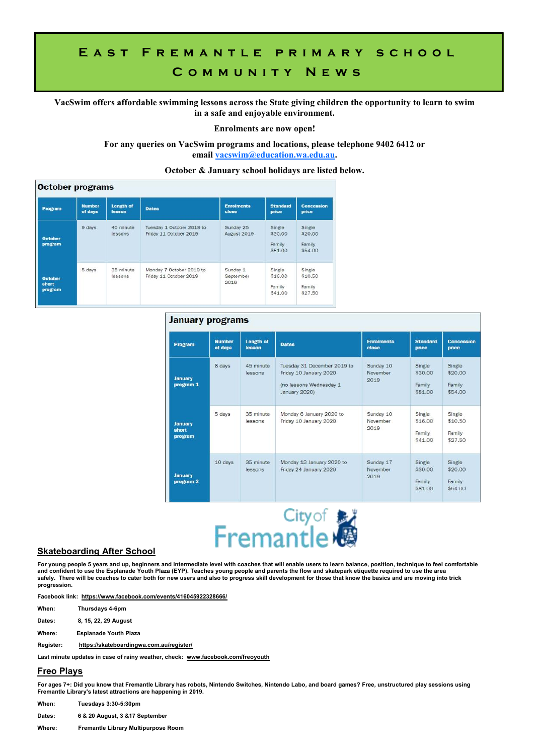# East Fremantle Primary School Community News

**VacSwim offers affordable swimming lessons across the State giving children the opportunity to learn to swim in a safe and enjoyable environment.**

**Enrolments are now open!**

**For any queries on VacSwim programs and locations, please telephone 9402 6412 or email vacswim@education.wa.edu.au.**

**October & January school holidays are listed below.**

**October programs**

| Program | Number of days | Length of lesson | Dates | Enrolments close | Standard price | Concession price |
|---|---|---|---|---|---|---|
| October program | 9 days | 40 minute lessons | Tuesday 1 October 2019 to Friday 11 October 2019 | Sunday 25 August 2019 | Single $30.00 Family $81.00 | Single $20.00 Family $54.00 |
| October short program | 5 days | 35 minute lessons | Monday 7 October 2019 to Friday 11 October 2019 | Sunday 1 September 2019 | Single $16.00 Family $41.00 | Single $10.50 Family $27.50 |

**January programs**

| Program | Number of days | Length of lesson | Dates | Enrolments close | Standard price | Concession price |
|---|---|---|---|---|---|---|
| January program 1 | 8 days | 45 minute lessons | Tuesday 31 December 2019 to Friday 10 January 2020 (no lessons Wednesday 1 January 2020) | Sunday 10 November 2019 | Single $30.00 Family $81.00 | Single $20.00 Family $54.00 |
| January short program | 5 days | 35 minute lessons | Monday 6 January 2020 to Friday 10 January 2020 | Sunday 10 November 2019 | Single $16.00 Family $41.00 | Single $10.50 Family $27.50 |
| January program 2 | 10 days | 35 minute lessons | Monday 13 January 2020 to Friday 24 January 2020 | Sunday 17 November 2019 | Single $30.00 Family $81.00 | Single $20.00 Family $54.00 |

City of Fremantle

## Skateboarding After School

**For young people 5 years and up, beginners and intermediate level with coaches that will enable users to learn balance, position, technique to feel comfortable and confident to use the Esplanade Youth Plaza (EYP). Teaches young people and parents the flow and skatepark etiquette required to use the area safely. There will be coaches to cater both for new users and also to progress skill development for those that know the basics and are moving into trick progression.**

**Facebook link:** https://www.facebook.com/events/416045922328666/

**When:** Thursdays 4-6pm

**Dates:** 8, 15, 22, 29 August

**Where:** Esplanade Youth Plaza

**Register:** https://skateboardingwa.com.au/register/

**Last minute updates in case of rainy weather, check:** www.facebook.com/freoyouth

## Freo Plays

**For ages 7+: Did you know that Fremantle Library has robots, Nintendo Switches, Nintendo Labo, and board games? Free, unstructured play sessions using Fremantle Library's latest attractions are happening in 2019.**

**When:** Tuesdays 3:30-5:30pm

**Dates:** 6 & 20 August, 3 &17 September

**Where:** Fremantle Library Multipurpose Room